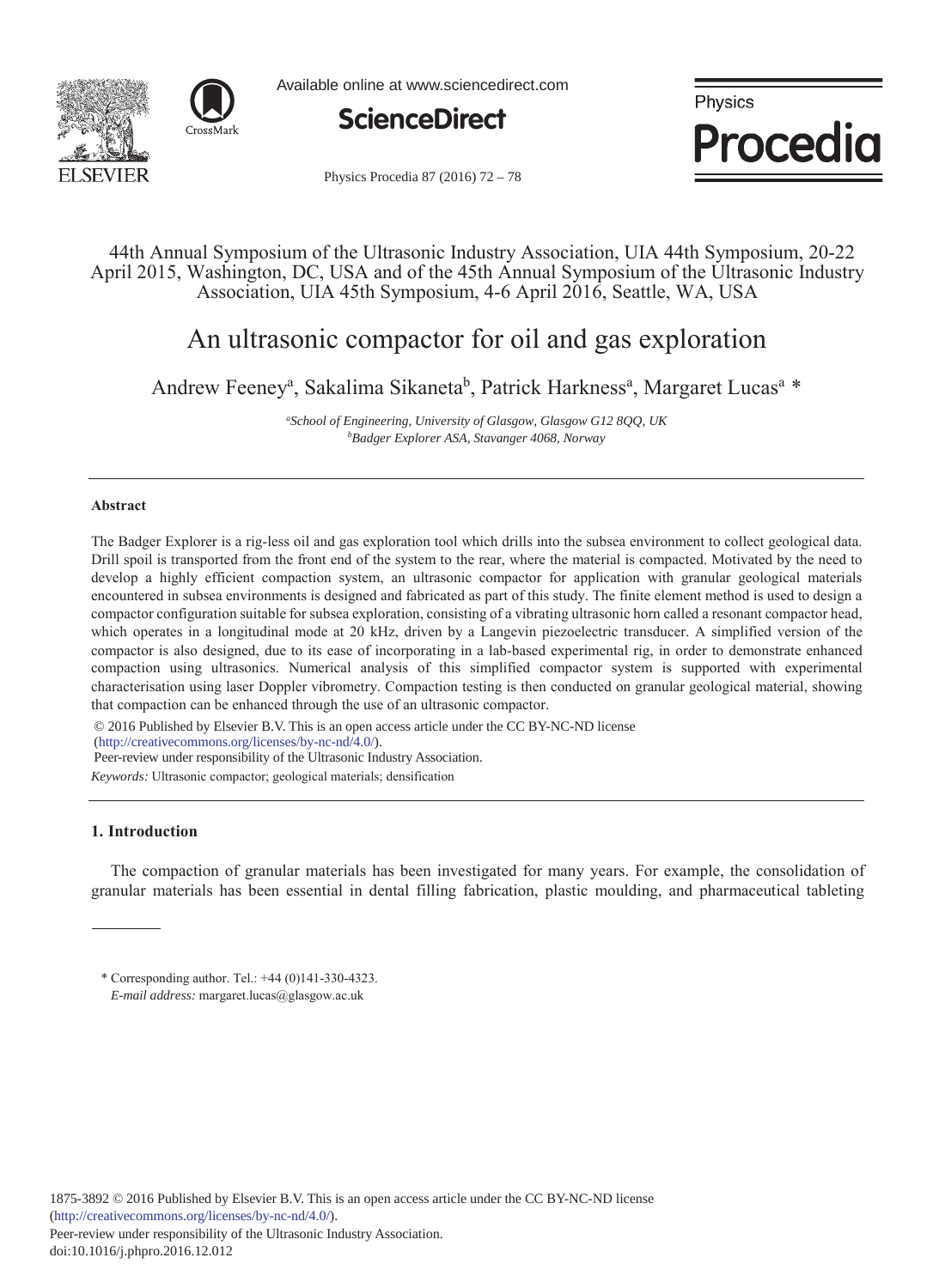44th Annual Symposium of the Ultrasonic Industry Association, UIA 44th Symposium, 20-22 April 2015, Washington, DC, USA and of the 45th Annual Symposium of the Ultrasonic Industry Association, UIA 45th Symposium, 4-6 April 2016, Seattle, WA, USA

# An ultrasonic compactor for oil and gas exploration

Andrew Feeney[a], Sakalima Sikaneta[b], Patrick Harkness[a], Margaret Lucas[a] *

[a]*School of Engineering, University of Glasgow, Glasgow G12 8QQ, UK*
[b]*Badger Explorer ASA, Stavanger 4068, Norway*

---

### Abstract

The Badger Explorer is a rig-less oil and gas exploration tool which drills into the subsea environment to collect geological data. Drill spoil is transported from the front end of the system to the rear, where the material is compacted. Motivated by the need to develop a highly efficient compaction system, an ultrasonic compactor for application with granular geological materials encountered in subsea environments is designed and fabricated as part of this study. The finite element method is used to design a compactor configuration suitable for subsea exploration, consisting of a vibrating ultrasonic horn called a resonant compactor head, which operates in a longitudinal mode at 20 kHz, driven by a Langevin piezoelectric transducer. A simplified version of the compactor is also designed, due to its ease of incorporating in a lab-based experimental rig, in order to demonstrate enhanced compaction using ultrasonics. Numerical analysis of this simplified compactor system is supported with experimental characterisation using laser Doppler vibrometry. Compaction testing is then conducted on granular geological material, showing that compaction can be enhanced through the use of an ultrasonic compactor.

© 2016 Published by Elsevier B.V. This is an open access article under the CC BY-NC-ND license (http://creativecommons.org/licenses/by-nc-nd/4.0/).
Peer-review under responsibility of the Ultrasonic Industry Association.

*Keywords:* Ultrasonic compactor; geological materials; densification

---

## 1. Introduction

The compaction of granular materials has been investigated for many years. For example, the consolidation of granular materials has been essential in dental filling fabrication, plastic moulding, and pharmaceutical tableting

---

\* Corresponding author. Tel.: +44 (0)141-330-4323.
*E-mail address:* margaret.lucas@glasgow.ac.uk

1875-3892 © 2016 Published by Elsevier B.V. This is an open access article under the CC BY-NC-ND license (http://creativecommons.org/licenses/by-nc-nd/4.0/).
Peer-review under responsibility of the Ultrasonic Industry Association.
doi:10.1016/j.phpro.2016.12.012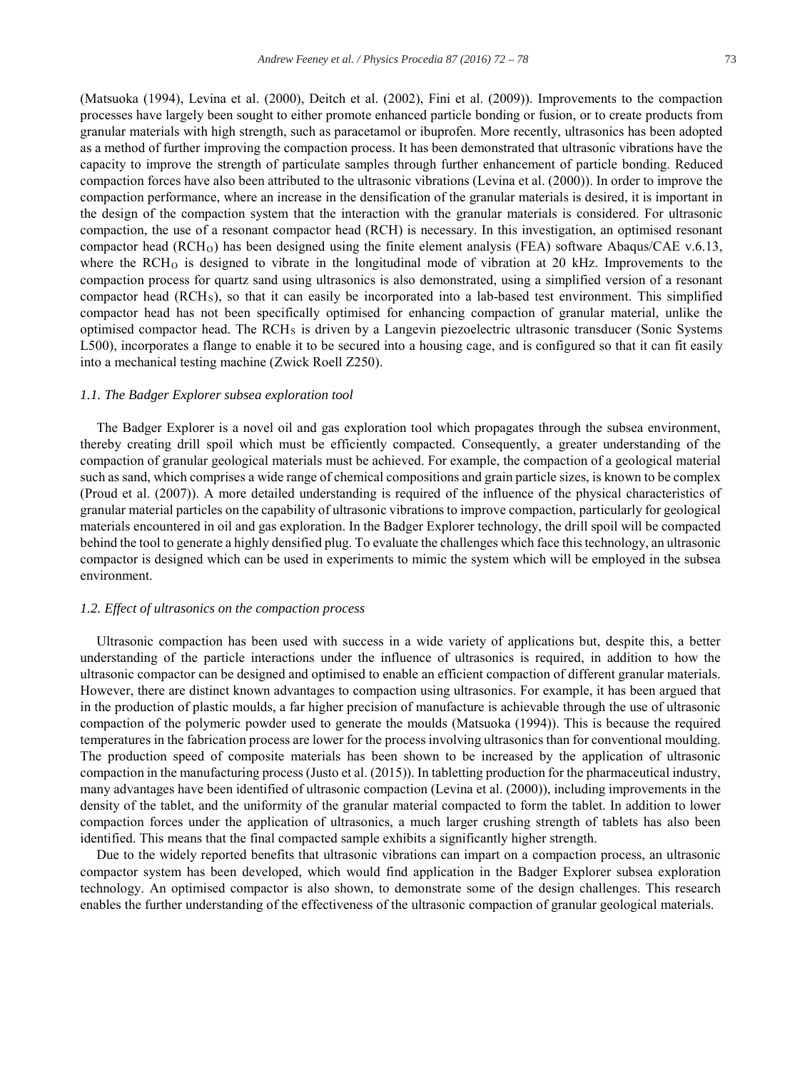(Matsuoka (1994), Levina et al. (2000), Deitch et al. (2002), Fini et al. (2009)). Improvements to the compaction processes have largely been sought to either promote enhanced particle bonding or fusion, or to create products from granular materials with high strength, such as paracetamol or ibuprofen. More recently, ultrasonics has been adopted as a method of further improving the compaction process. It has been demonstrated that ultrasonic vibrations have the capacity to improve the strength of particulate samples through further enhancement of particle bonding. Reduced compaction forces have also been attributed to the ultrasonic vibrations (Levina et al. (2000)). In order to improve the compaction performance, where an increase in the densification of the granular materials is desired, it is important in the design of the compaction system that the interaction with the granular materials is considered. For ultrasonic compaction, the use of a resonant compactor head (RCH) is necessary. In this investigation, an optimised resonant compactor head ($RCH_O$) has been designed using the finite element analysis (FEA) software Abaqus/CAE v.6.13, where the $RCH_O$ is designed to vibrate in the longitudinal mode of vibration at 20 kHz. Improvements to the compaction process for quartz sand using ultrasonics is also demonstrated, using a simplified version of a resonant compactor head ($RCH_S$), so that it can easily be incorporated into a lab-based test environment. This simplified compactor head has not been specifically optimised for enhancing compaction of granular material, unlike the optimised compactor head. The $RCH_S$ is driven by a Langevin piezoelectric ultrasonic transducer (Sonic Systems L500), incorporates a flange to enable it to be secured into a housing cage, and is configured so that it can fit easily into a mechanical testing machine (Zwick Roell Z250).

### *1.1. The Badger Explorer subsea exploration tool*

The Badger Explorer is a novel oil and gas exploration tool which propagates through the subsea environment, thereby creating drill spoil which must be efficiently compacted. Consequently, a greater understanding of the compaction of granular geological materials must be achieved. For example, the compaction of a geological material such as sand, which comprises a wide range of chemical compositions and grain particle sizes, is known to be complex (Proud et al. (2007)). A more detailed understanding is required of the influence of the physical characteristics of granular material particles on the capability of ultrasonic vibrations to improve compaction, particularly for geological materials encountered in oil and gas exploration. In the Badger Explorer technology, the drill spoil will be compacted behind the tool to generate a highly densified plug. To evaluate the challenges which face this technology, an ultrasonic compactor is designed which can be used in experiments to mimic the system which will be employed in the subsea environment.

### *1.2. Effect of ultrasonics on the compaction process*

Ultrasonic compaction has been used with success in a wide variety of applications but, despite this, a better understanding of the particle interactions under the influence of ultrasonics is required, in addition to how the ultrasonic compactor can be designed and optimised to enable an efficient compaction of different granular materials. However, there are distinct known advantages to compaction using ultrasonics. For example, it has been argued that in the production of plastic moulds, a far higher precision of manufacture is achievable through the use of ultrasonic compaction of the polymeric powder used to generate the moulds (Matsuoka (1994)). This is because the required temperatures in the fabrication process are lower for the process involving ultrasonics than for conventional moulding. The production speed of composite materials has been shown to be increased by the application of ultrasonic compaction in the manufacturing process (Justo et al. (2015)). In tabletting production for the pharmaceutical industry, many advantages have been identified of ultrasonic compaction (Levina et al. (2000)), including improvements in the density of the tablet, and the uniformity of the granular material compacted to form the tablet. In addition to lower compaction forces under the application of ultrasonics, a much larger crushing strength of tablets has also been identified. This means that the final compacted sample exhibits a significantly higher strength.

Due to the widely reported benefits that ultrasonic vibrations can impart on a compaction process, an ultrasonic compactor system has been developed, which would find application in the Badger Explorer subsea exploration technology. An optimised compactor is also shown, to demonstrate some of the design challenges. This research enables the further understanding of the effectiveness of the ultrasonic compaction of granular geological materials.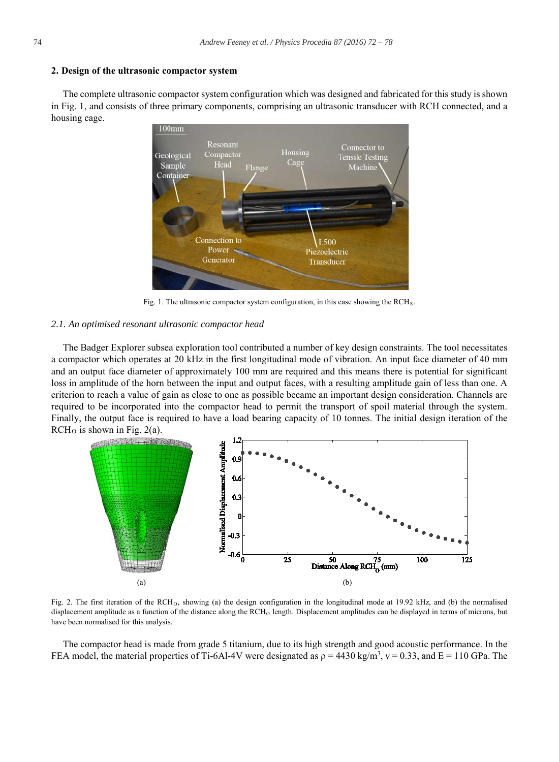## 2. Design of the ultrasonic compactor system

The complete ultrasonic compactor system configuration which was designed and fabricated for this study is shown in Fig. 1, and consists of three primary components, comprising an ultrasonic transducer with RCH connected, and a housing cage.

Fig. 1. The ultrasonic compactor system configuration, in this case showing the $RCH_S$.

### 2.1. An optimised resonant ultrasonic compactor head

The Badger Explorer subsea exploration tool contributed a number of key design constraints. The tool necessitates a compactor which operates at 20 kHz in the first longitudinal mode of vibration. An input face diameter of 40 mm and an output face diameter of approximately 100 mm are required and this means there is potential for significant loss in amplitude of the horn between the input and output faces, with a resulting amplitude gain of less than one. A criterion to reach a value of gain as close to one as possible became an important design consideration. Channels are required to be incorporated into the compactor head to permit the transport of spoil material through the system. Finally, the output face is required to have a load bearing capacity of 10 tonnes. The initial design iteration of the $RCH_O$ is shown in Fig. 2(a).

Fig. 2. The first iteration of the $RCH_O$, showing (a) the design configuration in the longitudinal mode at 19.92 kHz, and (b) the normalised displacement amplitude as a function of the distance along the $RCH_O$ length. Displacement amplitudes can be displayed in terms of microns, but have been normalised for this analysis.

The compactor head is made from grade 5 titanium, due to its high strength and good acoustic performance. In the FEA model, the material properties of Ti-6Al-4V were designated as $\rho = 4430$ kg/m$^3$, $\nu = 0.33$, and $E = 110$ GPa. The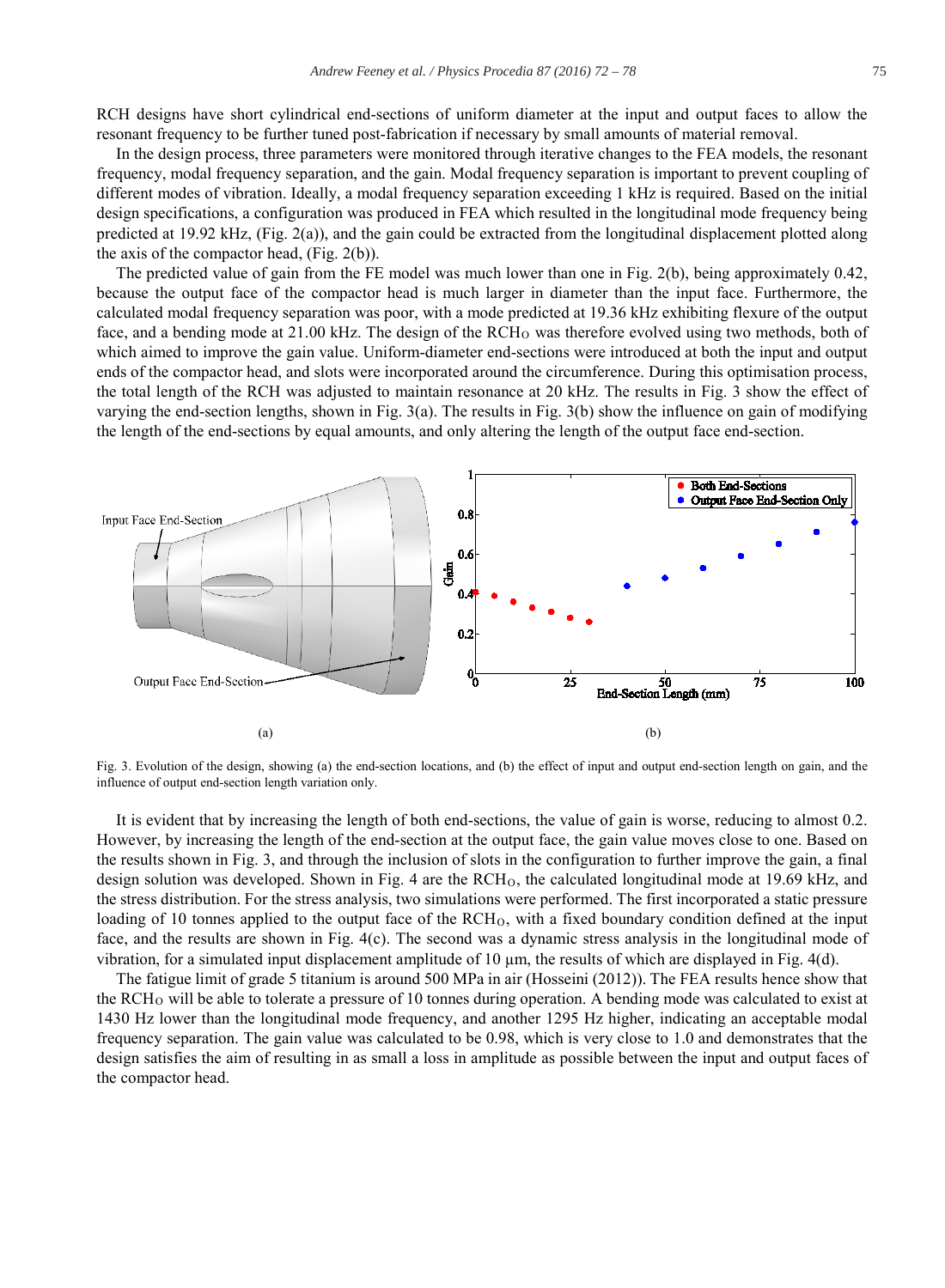RCH designs have short cylindrical end-sections of uniform diameter at the input and output faces to allow the resonant frequency to be further tuned post-fabrication if necessary by small amounts of material removal.

In the design process, three parameters were monitored through iterative changes to the FEA models, the resonant frequency, modal frequency separation, and the gain. Modal frequency separation is important to prevent coupling of different modes of vibration. Ideally, a modal frequency separation exceeding 1 kHz is required. Based on the initial design specifications, a configuration was produced in FEA which resulted in the longitudinal mode frequency being predicted at 19.92 kHz, (Fig. 2(a)), and the gain could be extracted from the longitudinal displacement plotted along the axis of the compactor head, (Fig. 2(b)).

The predicted value of gain from the FE model was much lower than one in Fig. 2(b), being approximately 0.42, because the output face of the compactor head is much larger in diameter than the input face. Furthermore, the calculated modal frequency separation was poor, with a mode predicted at 19.36 kHz exhibiting flexure of the output face, and a bending mode at 21.00 kHz. The design of the $RCH_O$ was therefore evolved using two methods, both of which aimed to improve the gain value. Uniform-diameter end-sections were introduced at both the input and output ends of the compactor head, and slots were incorporated around the circumference. During this optimisation process, the total length of the RCH was adjusted to maintain resonance at 20 kHz. The results in Fig. 3 show the effect of varying the end-section lengths, shown in Fig. 3(a). The results in Fig. 3(b) show the influence on gain of modifying the length of the end-sections by equal amounts, and only altering the length of the output face end-section.

Fig. 3. Evolution of the design, showing (a) the end-section locations, and (b) the effect of input and output end-section length on gain, and the influence of output end-section length variation only.

It is evident that by increasing the length of both end-sections, the value of gain is worse, reducing to almost 0.2. However, by increasing the length of the end-section at the output face, the gain value moves close to one. Based on the results shown in Fig. 3, and through the inclusion of slots in the configuration to further improve the gain, a final design solution was developed. Shown in Fig. 4 are the $RCH_O$, the calculated longitudinal mode at 19.69 kHz, and the stress distribution. For the stress analysis, two simulations were performed. The first incorporated a static pressure loading of 10 tonnes applied to the output face of the $RCH_O$, with a fixed boundary condition defined at the input face, and the results are shown in Fig. 4(c). The second was a dynamic stress analysis in the longitudinal mode of vibration, for a simulated input displacement amplitude of 10 μm, the results of which are displayed in Fig. 4(d).

The fatigue limit of grade 5 titanium is around 500 MPa in air (Hosseini (2012)). The FEA results hence show that the $RCH_O$ will be able to tolerate a pressure of 10 tonnes during operation. A bending mode was calculated to exist at 1430 Hz lower than the longitudinal mode frequency, and another 1295 Hz higher, indicating an acceptable modal frequency separation. The gain value was calculated to be 0.98, which is very close to 1.0 and demonstrates that the design satisfies the aim of resulting in as small a loss in amplitude as possible between the input and output faces of the compactor head.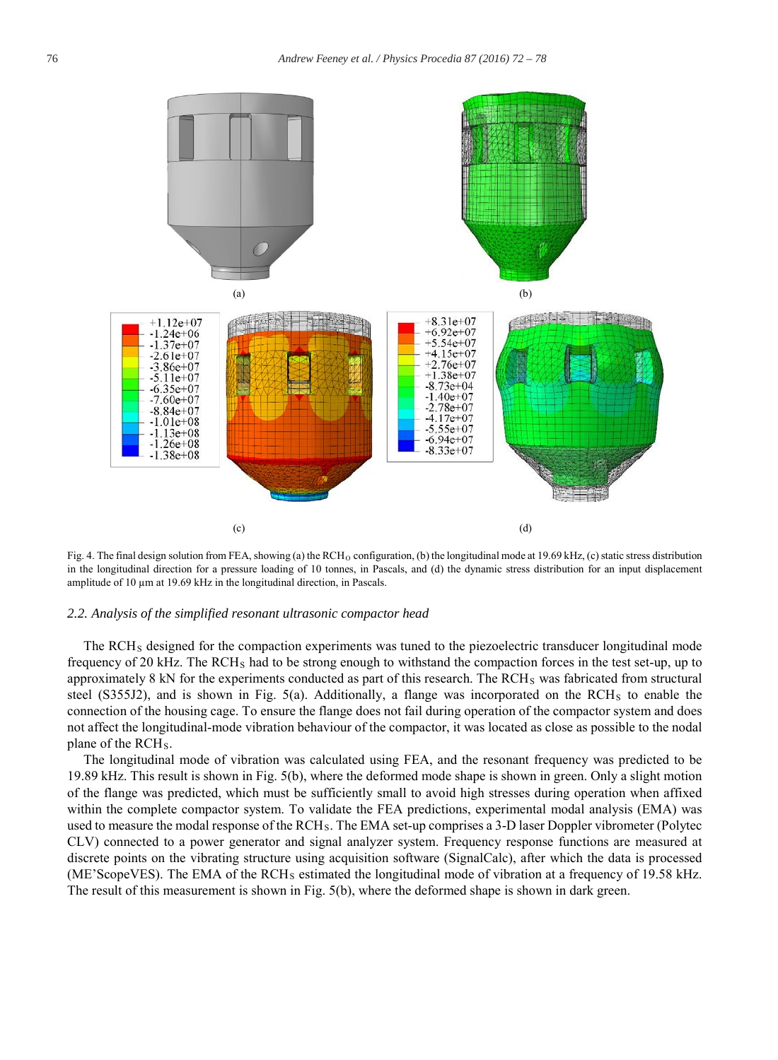Fig. 4. The final design solution from FEA, showing (a) the $RCH_O$ configuration, (b) the longitudinal mode at 19.69 kHz, (c) static stress distribution in the longitudinal direction for a pressure loading of 10 tonnes, in Pascals, and (d) the dynamic stress distribution for an input displacement amplitude of 10 μm at 19.69 kHz in the longitudinal direction, in Pascals.

### *2.2. Analysis of the simplified resonant ultrasonic compactor head*

The $RCH_S$ designed for the compaction experiments was tuned to the piezoelectric transducer longitudinal mode frequency of 20 kHz. The $RCH_S$ had to be strong enough to withstand the compaction forces in the test set-up, up to approximately 8 kN for the experiments conducted as part of this research. The $RCH_S$ was fabricated from structural steel (S355J2), and is shown in Fig. 5(a). Additionally, a flange was incorporated on the $RCH_S$ to enable the connection of the housing cage. To ensure the flange does not fail during operation of the compactor system and does not affect the longitudinal-mode vibration behaviour of the compactor, it was located as close as possible to the nodal plane of the $RCH_S$.

The longitudinal mode of vibration was calculated using FEA, and the resonant frequency was predicted to be 19.89 kHz. This result is shown in Fig. 5(b), where the deformed mode shape is shown in green. Only a slight motion of the flange was predicted, which must be sufficiently small to avoid high stresses during operation when affixed within the complete compactor system. To validate the FEA predictions, experimental modal analysis (EMA) was used to measure the modal response of the $RCH_S$. The EMA set-up comprises a 3-D laser Doppler vibrometer (Polytec CLV) connected to a power generator and signal analyzer system. Frequency response functions are measured at discrete points on the vibrating structure using acquisition software (SignalCalc), after which the data is processed (ME'ScopeVES). The EMA of the $RCH_S$ estimated the longitudinal mode of vibration at a frequency of 19.58 kHz. The result of this measurement is shown in Fig. 5(b), where the deformed shape is shown in dark green.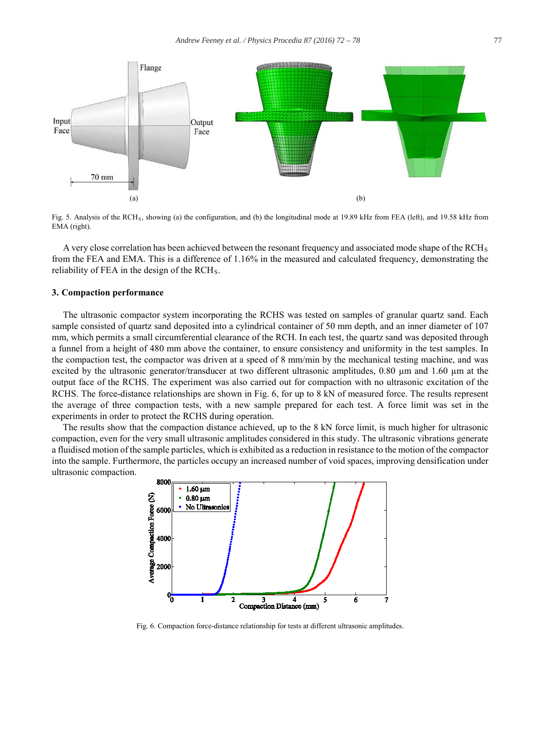Fig. 5. Analysis of the $RCH_S$, showing (a) the configuration, and (b) the longitudinal mode at 19.89 kHz from FEA (left), and 19.58 kHz from EMA (right).

A very close correlation has been achieved between the resonant frequency and associated mode shape of the $RCH_S$ from the FEA and EMA. This is a difference of 1.16% in the measured and calculated frequency, demonstrating the reliability of FEA in the design of the $RCH_S$.

### 3. Compaction performance

The ultrasonic compactor system incorporating the RCHS was tested on samples of granular quartz sand. Each sample consisted of quartz sand deposited into a cylindrical container of 50 mm depth, and an inner diameter of 107 mm, which permits a small circumferential clearance of the RCH. In each test, the quartz sand was deposited through a funnel from a height of 480 mm above the container, to ensure consistency and uniformity in the test samples. In the compaction test, the compactor was driven at a speed of 8 mm/min by the mechanical testing machine, and was excited by the ultrasonic generator/transducer at two different ultrasonic amplitudes, 0.80 μm and 1.60 μm at the output face of the RCHS. The experiment was also carried out for compaction with no ultrasonic excitation of the RCHS. The force-distance relationships are shown in Fig. 6, for up to 8 kN of measured force. The results represent the average of three compaction tests, with a new sample prepared for each test. A force limit was set in the experiments in order to protect the RCHS during operation.

The results show that the compaction distance achieved, up to the 8 kN force limit, is much higher for ultrasonic compaction, even for the very small ultrasonic amplitudes considered in this study. The ultrasonic vibrations generate a fluidised motion of the sample particles, which is exhibited as a reduction in resistance to the motion of the compactor into the sample. Furthermore, the particles occupy an increased number of void spaces, improving densification under ultrasonic compaction.

Fig. 6. Compaction force-distance relationship for tests at different ultrasonic amplitudes.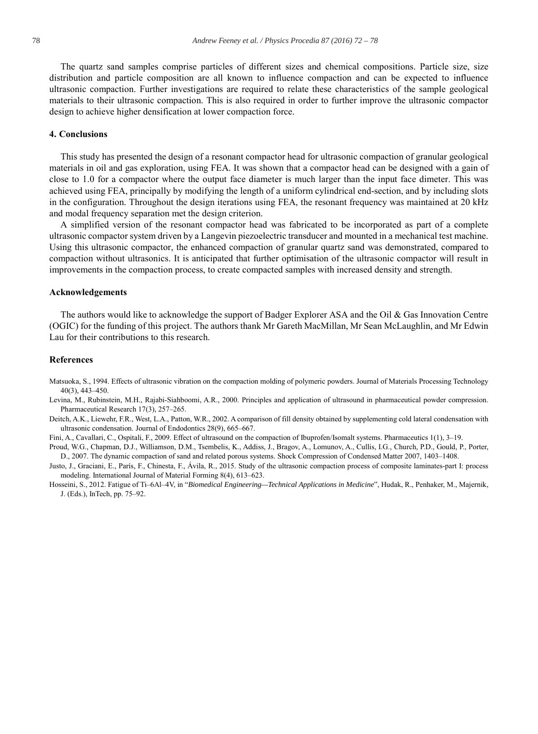The quartz sand samples comprise particles of different sizes and chemical compositions. Particle size, size distribution and particle composition are all known to influence compaction and can be expected to influence ultrasonic compaction. Further investigations are required to relate these characteristics of the sample geological materials to their ultrasonic compaction. This is also required in order to further improve the ultrasonic compactor design to achieve higher densification at lower compaction force.

## 4. Conclusions

This study has presented the design of a resonant compactor head for ultrasonic compaction of granular geological materials in oil and gas exploration, using FEA. It was shown that a compactor head can be designed with a gain of close to 1.0 for a compactor where the output face diameter is much larger than the input face dimeter. This was achieved using FEA, principally by modifying the length of a uniform cylindrical end-section, and by including slots in the configuration. Throughout the design iterations using FEA, the resonant frequency was maintained at 20 kHz and modal frequency separation met the design criterion.

A simplified version of the resonant compactor head was fabricated to be incorporated as part of a complete ultrasonic compactor system driven by a Langevin piezoelectric transducer and mounted in a mechanical test machine. Using this ultrasonic compactor, the enhanced compaction of granular quartz sand was demonstrated, compared to compaction without ultrasonics. It is anticipated that further optimisation of the ultrasonic compactor will result in improvements in the compaction process, to create compacted samples with increased density and strength.

## Acknowledgements

The authors would like to acknowledge the support of Badger Explorer ASA and the Oil & Gas Innovation Centre (OGIC) for the funding of this project. The authors thank Mr Gareth MacMillan, Mr Sean McLaughlin, and Mr Edwin Lau for their contributions to this research.

## References

Matsuoka, S., 1994. Effects of ultrasonic vibration on the compaction molding of polymeric powders. Journal of Materials Processing Technology 40(3), 443–450.

Levina, M., Rubinstein, M.H., Rajabi-Siahboomi, A.R., 2000. Principles and application of ultrasound in pharmaceutical powder compression. Pharmaceutical Research 17(3), 257–265.

Deitch, A.K., Liewehr, F.R., West, L.A., Patton, W.R., 2002. A comparison of fill density obtained by supplementing cold lateral condensation with ultrasonic condensation. Journal of Endodontics 28(9), 665–667.

Fini, A., Cavallari, C., Ospitali, F., 2009. Effect of ultrasound on the compaction of Ibuprofen/Isomalt systems. Pharmaceutics 1(1), 3–19.

Proud, W.G., Chapman, D.J., Williamson, D.M., Tsembelis, K., Addiss, J., Bragov, A., Lomunov, A., Cullis, I.G., Church, P.D., Gould, P., Porter, D., 2007. The dynamic compaction of sand and related porous systems. Shock Compression of Condensed Matter 2007, 1403–1408.

Justo, J., Graciani, E., París, F., Chinesta, F., Ávila, R., 2015. Study of the ultrasonic compaction process of composite laminates-part I: process modeling. International Journal of Material Forming 8(4), 613–623.

Hosseini, S., 2012. Fatigue of Ti–6Al–4V, in "*Biomedical Engineering—Technical Applications in Medicine*", Hudak, R., Penhaker, M., Majernik, J. (Eds.), InTech, pp. 75–92.